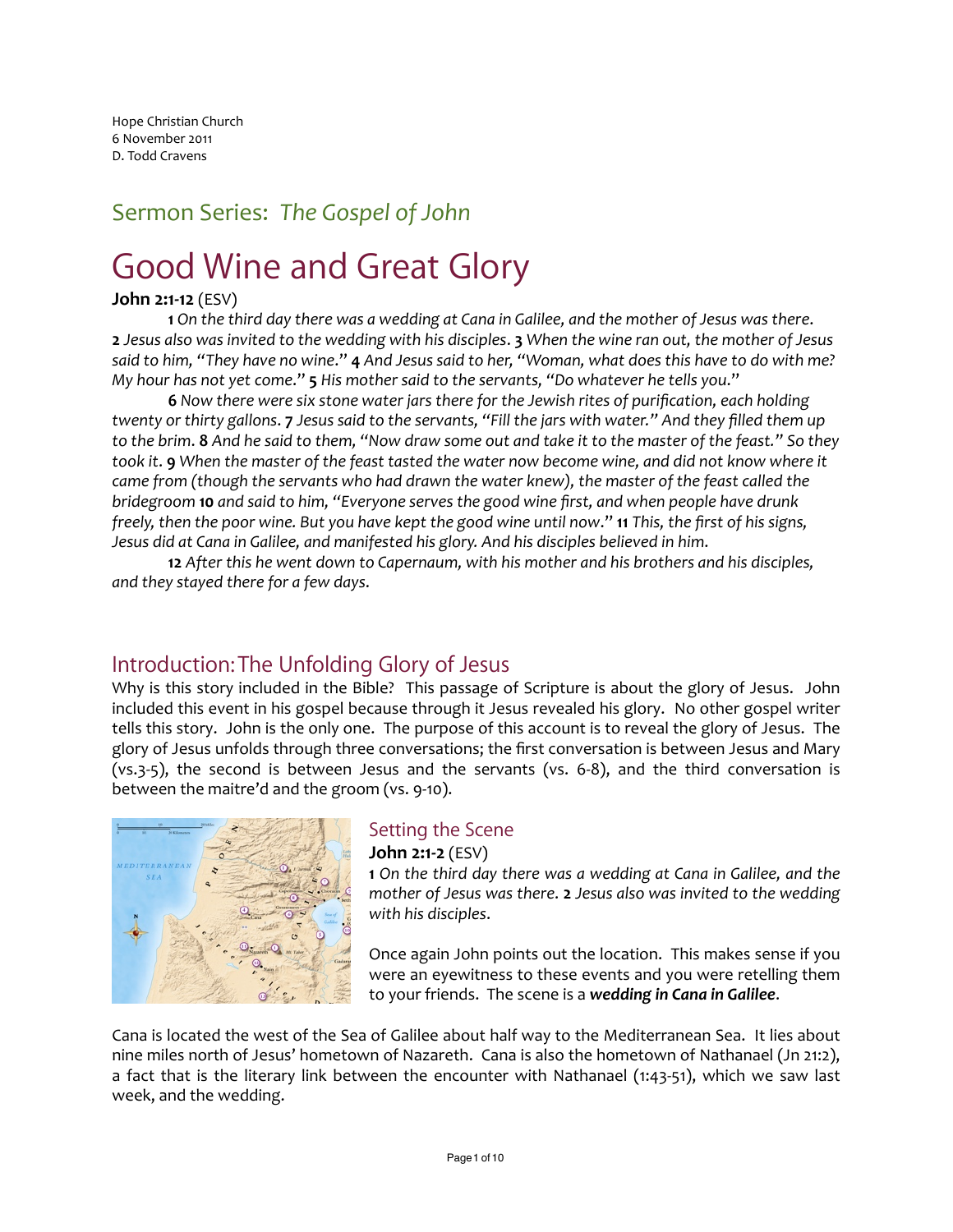Hope Christian Church
6 November 2011
D. Todd Cravens

## Sermon Series: *The Gospel of John*

# Good Wine and Great Glory

**John 2:1-12** (ESV)

**1** *On the third day there was a wedding at Cana in Galilee, and the mother of Jesus was there.* **2** *Jesus also was invited to the wedding with his disciples.* **3** *When the wine ran out, the mother of Jesus said to him, "They have no wine."* **4** *And Jesus said to her, "Woman, what does this have to do with me? My hour has not yet come."* **5** *His mother said to the servants, "Do whatever he tells you."*

**6** *Now there were six stone water jars there for the Jewish rites of purification, each holding twenty or thirty gallons.* **7** *Jesus said to the servants, "Fill the jars with water." And they filled them up to the brim.* **8** *And he said to them, "Now draw some out and take it to the master of the feast." So they took it.* **9** *When the master of the feast tasted the water now become wine, and did not know where it came from (though the servants who had drawn the water knew), the master of the feast called the bridegroom* **10** *and said to him, "Everyone serves the good wine first, and when people have drunk freely, then the poor wine. But you have kept the good wine until now."* **11** *This, the first of his signs, Jesus did at Cana in Galilee, and manifested his glory. And his disciples believed in him.*

**12** *After this he went down to Capernaum, with his mother and his brothers and his disciples, and they stayed there for a few days.*

## Introduction: The Unfolding Glory of Jesus

Why is this story included in the Bible? This passage of Scripture is about the glory of Jesus. John included this event in his gospel because through it Jesus revealed his glory. No other gospel writer tells this story. John is the only one. The purpose of this account is to reveal the glory of Jesus. The glory of Jesus unfolds through three conversations; the first conversation is between Jesus and Mary (vs.3-5), the second is between Jesus and the servants (vs. 6-8), and the third conversation is between the maitre'd and the groom (vs. 9-10).

### Setting the Scene

**John 2:1-2** (ESV)

**1** *On the third day there was a wedding at Cana in Galilee, and the mother of Jesus was there.* **2** *Jesus also was invited to the wedding with his disciples.*

Once again John points out the location. This makes sense if you were an eyewitness to these events and you were retelling them to your friends. The scene is a ***wedding in Cana in Galilee***.

Cana is located the west of the Sea of Galilee about half way to the Mediterranean Sea. It lies about nine miles north of Jesus' hometown of Nazareth. Cana is also the hometown of Nathanael (Jn 21:2), a fact that is the literary link between the encounter with Nathanael (1:43-51), which we saw last week, and the wedding.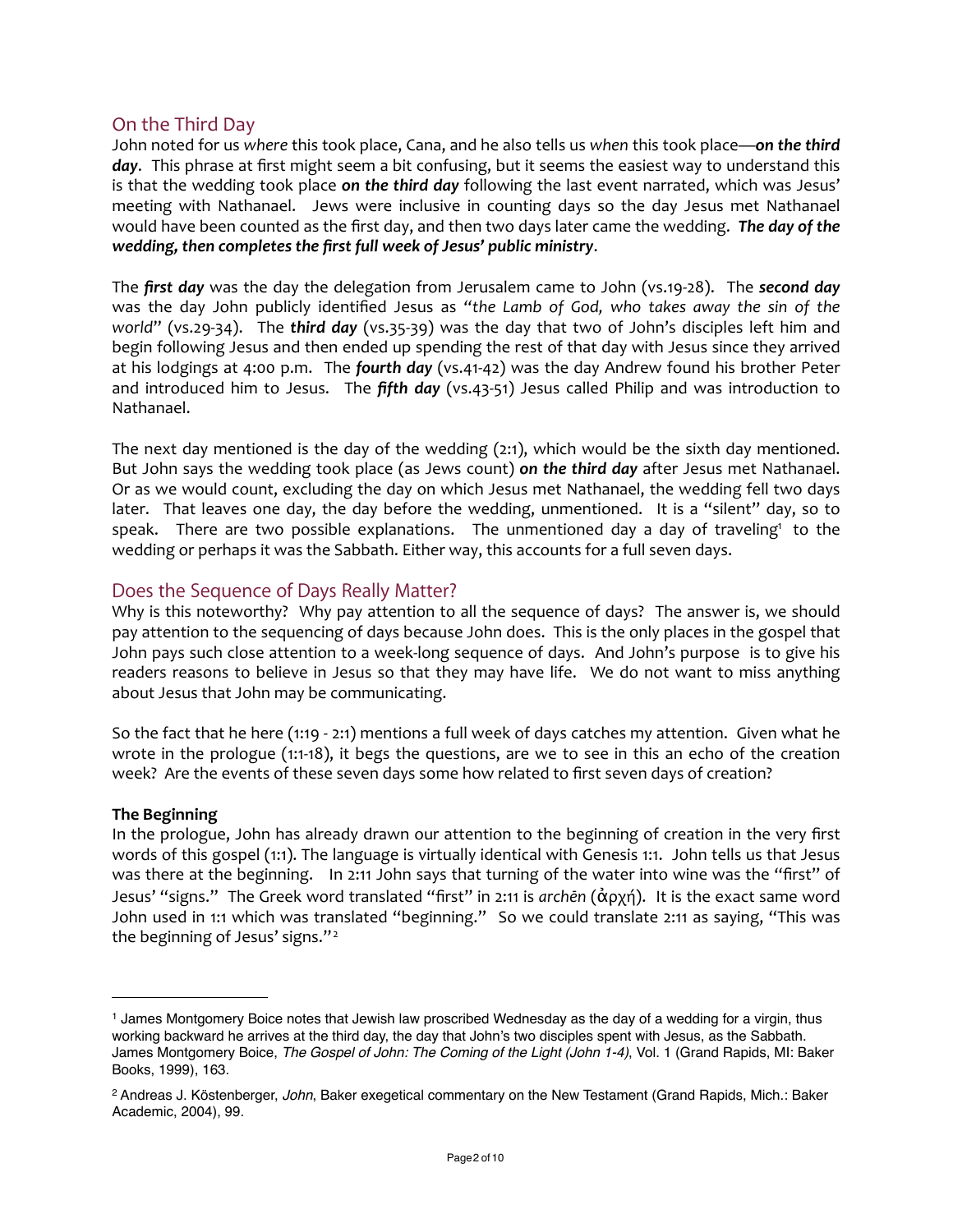## On the Third Day

John noted for us *where* this took place, Cana, and he also tells us *when* this took place—***on the third day***. This phrase at first might seem a bit confusing, but it seems the easiest way to understand this is that the wedding took place ***on the third day*** following the last event narrated, which was Jesus' meeting with Nathanael. Jews were inclusive in counting days so the day Jesus met Nathanael would have been counted as the first day, and then two days later came the wedding. ***The day of the wedding, then completes the first full week of Jesus' public ministry***.

The ***first day*** was the day the delegation from Jerusalem came to John (vs.19-28). The ***second day*** was the day John publicly identified Jesus as "*the Lamb of God, who takes away the sin of the world*" (vs.29-34). The ***third day*** (vs.35-39) was the day that two of John's disciples left him and begin following Jesus and then ended up spending the rest of that day with Jesus since they arrived at his lodgings at 4:00 p.m. The ***fourth day*** (vs.41-42) was the day Andrew found his brother Peter and introduced him to Jesus. The ***fifth day*** (vs.43-51) Jesus called Philip and was introduction to Nathanael.

The next day mentioned is the day of the wedding (2:1), which would be the sixth day mentioned. But John says the wedding took place (as Jews count) ***on the third day*** after Jesus met Nathanael. Or as we would count, excluding the day on which Jesus met Nathanael, the wedding fell two days later. That leaves one day, the day before the wedding, unmentioned. It is a "silent" day, so to speak. There are two possible explanations. The unmentioned day a day of traveling[1] to the wedding or perhaps it was the Sabbath. Either way, this accounts for a full seven days.

## Does the Sequence of Days Really Matter?

Why is this noteworthy? Why pay attention to all the sequence of days? The answer is, we should pay attention to the sequencing of days because John does. This is the only places in the gospel that John pays such close attention to a week-long sequence of days. And John's purpose is to give his readers reasons to believe in Jesus so that they may have life. We do not want to miss anything about Jesus that John may be communicating.

So the fact that he here (1:19 - 2:1) mentions a full week of days catches my attention. Given what he wrote in the prologue (1:1-18), it begs the questions, are we to see in this an echo of the creation week? Are the events of these seven days some how related to first seven days of creation?

**The Beginning**

In the prologue, John has already drawn our attention to the beginning of creation in the very first words of this gospel (1:1). The language is virtually identical with Genesis 1:1. John tells us that Jesus was there at the beginning. In 2:11 John says that turning of the water into wine was the "first" of Jesus' "signs." The Greek word translated "first" in 2:11 is *archēn* (ἀρχή). It is the exact same word John used in 1:1 which was translated "beginning." So we could translate 2:11 as saying, "This was the beginning of Jesus' signs."[2]

---

[1] James Montgomery Boice notes that Jewish law proscribed Wednesday as the day of a wedding for a virgin, thus working backward he arrives at the third day, the day that John's two disciples spent with Jesus, as the Sabbath. James Montgomery Boice, *The Gospel of John: The Coming of the Light (John 1-4)*, Vol. 1 (Grand Rapids, MI: Baker Books, 1999), 163.

[2] Andreas J. Köstenberger, *John*, Baker exegetical commentary on the New Testament (Grand Rapids, Mich.: Baker Academic, 2004), 99.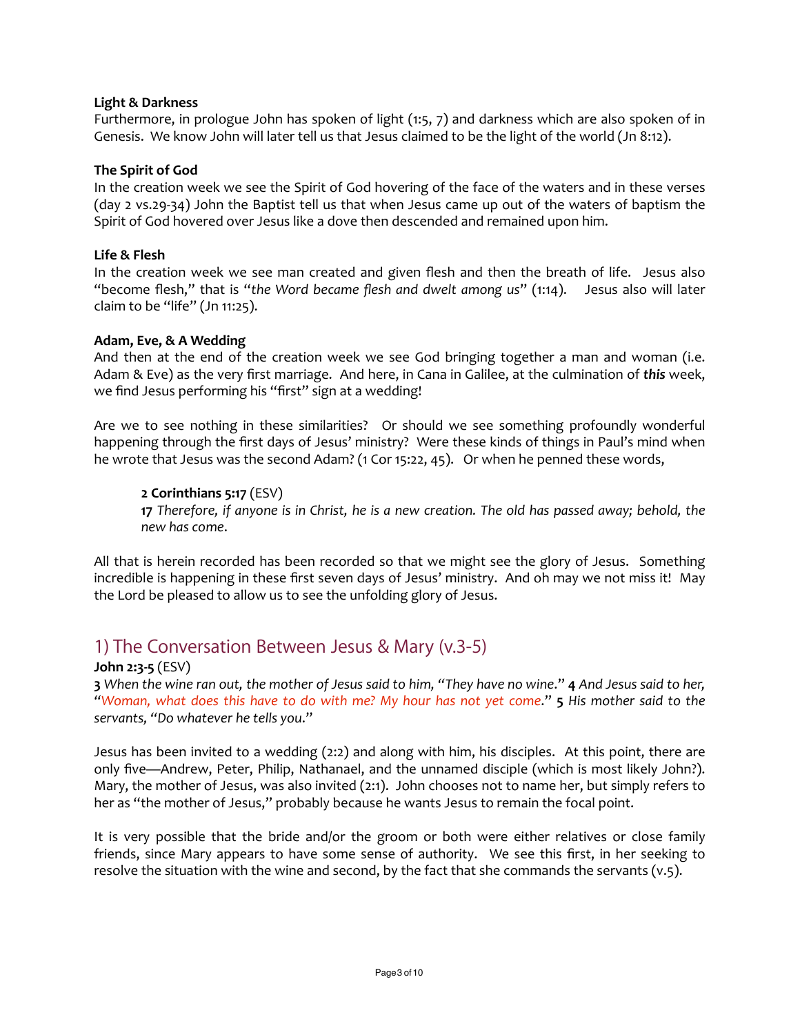**Light & Darkness**

Furthermore, in prologue John has spoken of light (1:5, 7) and darkness which are also spoken of in Genesis. We know John will later tell us that Jesus claimed to be the light of the world (Jn 8:12).

**The Spirit of God**

In the creation week we see the Spirit of God hovering of the face of the waters and in these verses (day 2 vs.29-34) John the Baptist tell us that when Jesus came up out of the waters of baptism the Spirit of God hovered over Jesus like a dove then descended and remained upon him.

**Life & Flesh**

In the creation week we see man created and given flesh and then the breath of life. Jesus also "become flesh," that is "*the Word became flesh and dwelt among us*" (1:14). Jesus also will later claim to be "life" (Jn 11:25).

**Adam, Eve, & A Wedding**

And then at the end of the creation week we see God bringing together a man and woman (i.e. Adam & Eve) as the very first marriage. And here, in Cana in Galilee, at the culmination of ***this*** week, we find Jesus performing his "first" sign at a wedding!

Are we to see nothing in these similarities? Or should we see something profoundly wonderful happening through the first days of Jesus' ministry? Were these kinds of things in Paul's mind when he wrote that Jesus was the second Adam? (1 Cor 15:22, 45). Or when he penned these words,

> **2 Corinthians 5:17** (ESV)
> **17** *Therefore, if anyone is in Christ, he is a new creation. The old has passed away; behold, the new has come.*

All that is herein recorded has been recorded so that we might see the glory of Jesus. Something incredible is happening in these first seven days of Jesus' ministry. And oh may we not miss it! May the Lord be pleased to allow us to see the unfolding glory of Jesus.

## 1) The Conversation Between Jesus & Mary (v.3-5)

**John 2:3-5** (ESV)
**3** *When the wine ran out, the mother of Jesus said to him, "They have no wine."* **4** *And Jesus said to her, "Woman, what does this have to do with me? My hour has not yet come."* **5** *His mother said to the servants, "Do whatever he tells you."*

Jesus has been invited to a wedding (2:2) and along with him, his disciples. At this point, there are only five—Andrew, Peter, Philip, Nathanael, and the unnamed disciple (which is most likely John?). Mary, the mother of Jesus, was also invited (2:1). John chooses not to name her, but simply refers to her as "the mother of Jesus," probably because he wants Jesus to remain the focal point.

It is very possible that the bride and/or the groom or both were either relatives or close family friends, since Mary appears to have some sense of authority. We see this first, in her seeking to resolve the situation with the wine and second, by the fact that she commands the servants (v.5).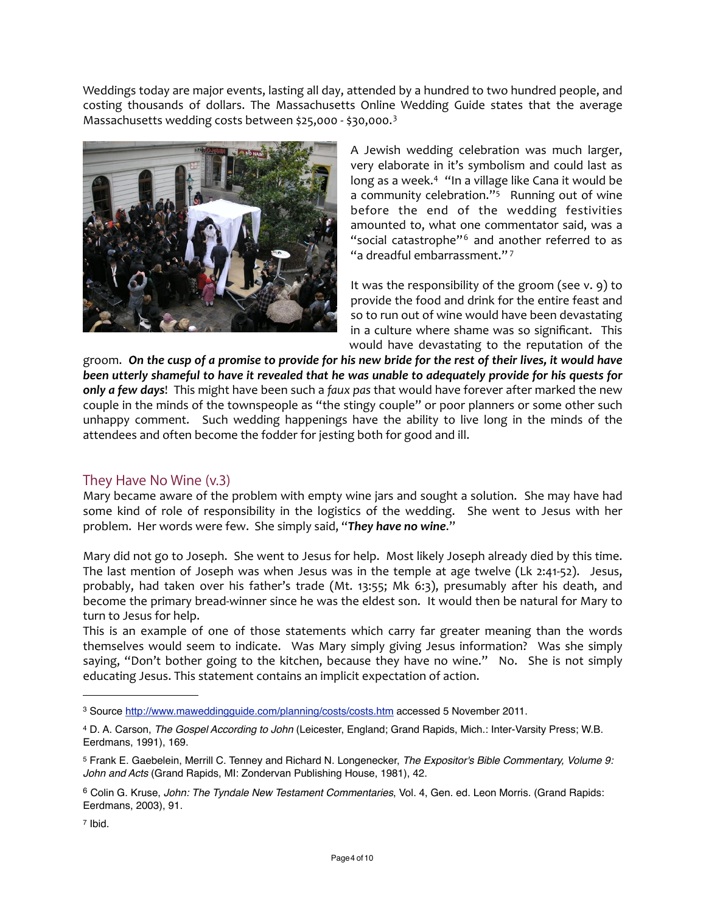Weddings today are major events, lasting all day, attended by a hundred to two hundred people, and costing thousands of dollars. The Massachusetts Online Wedding Guide states that the average Massachusetts wedding costs between $25,000 - $30,000.[3]

A Jewish wedding celebration was much larger, very elaborate in it's symbolism and could last as long as a week.[4] "In a village like Cana it would be a community celebration."[5] Running out of wine before the end of the wedding festivities amounted to, what one commentator said, was a "social catastrophe"[6] and another referred to as "a dreadful embarrassment."[7]

It was the responsibility of the groom (see v. 9) to provide the food and drink for the entire feast and so to run out of wine would have been devastating in a culture where shame was so significant. This would have devastating to the reputation of the groom. ***On the cusp of a promise to provide for his new bride for the rest of their lives, it would have been utterly shameful to have it revealed that he was unable to adequately provide for his quests for only a few days***! This might have been such a *faux pas* that would have forever after marked the new couple in the minds of the townspeople as "the stingy couple" or poor planners or some other such unhappy comment. Such wedding happenings have the ability to live long in the minds of the attendees and often become the fodder for jesting both for good and ill.

## They Have No Wine (v.3)

Mary became aware of the problem with empty wine jars and sought a solution. She may have had some kind of role of responsibility in the logistics of the wedding. She went to Jesus with her problem. Her words were few. She simply said, "***They have no wine***."

Mary did not go to Joseph. She went to Jesus for help. Most likely Joseph already died by this time. The last mention of Joseph was when Jesus was in the temple at age twelve (Lk 2:41-52). Jesus, probably, had taken over his father's trade (Mt. 13:55; Mk 6:3), presumably after his death, and become the primary bread-winner since he was the eldest son. It would then be natural for Mary to turn to Jesus for help.

This is an example of one of those statements which carry far greater meaning than the words themselves would seem to indicate. Was Mary simply giving Jesus information? Was she simply saying, "Don't bother going to the kitchen, because they have no wine." No. She is not simply educating Jesus. This statement contains an implicit expectation of action.

---

[3] Source http://www.maweddingguide.com/planning/costs/costs.htm accessed 5 November 2011.

[4] D. A. Carson, *The Gospel According to John* (Leicester, England; Grand Rapids, Mich.: Inter-Varsity Press; W.B. Eerdmans, 1991), 169.

[5] Frank E. Gaebelein, Merrill C. Tenney and Richard N. Longenecker, *The Expositor's Bible Commentary, Volume 9: John and Acts* (Grand Rapids, MI: Zondervan Publishing House, 1981), 42.

[6] Colin G. Kruse, *John: The Tyndale New Testament Commentaries*, Vol. 4, Gen. ed. Leon Morris. (Grand Rapids: Eerdmans, 2003), 91.

[7] Ibid.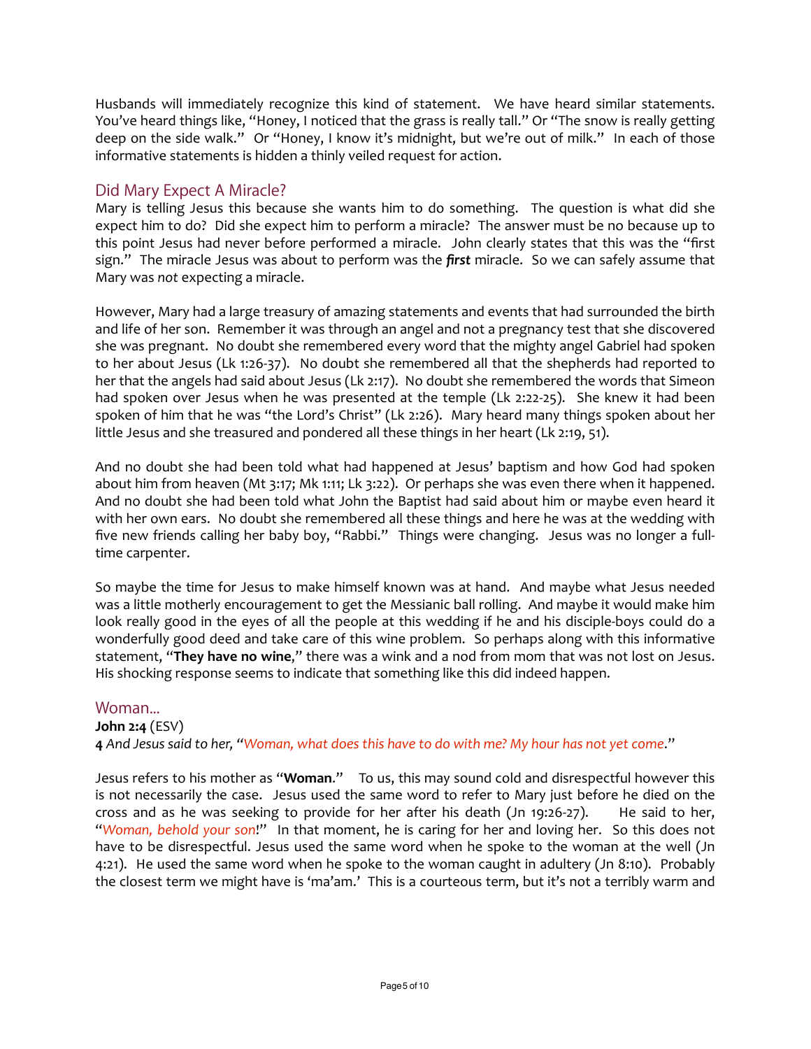Husbands will immediately recognize this kind of statement. We have heard similar statements. You've heard things like, "Honey, I noticed that the grass is really tall." Or "The snow is really getting deep on the side walk." Or "Honey, I know it's midnight, but we're out of milk." In each of those informative statements is hidden a thinly veiled request for action.

## Did Mary Expect A Miracle?

Mary is telling Jesus this because she wants him to do something. The question is what did she expect him to do? Did she expect him to perform a miracle? The answer must be no because up to this point Jesus had never before performed a miracle. John clearly states that this was the "first sign." The miracle Jesus was about to perform was the ***first*** miracle. So we can safely assume that Mary was *not* expecting a miracle.

However, Mary had a large treasury of amazing statements and events that had surrounded the birth and life of her son. Remember it was through an angel and not a pregnancy test that she discovered she was pregnant. No doubt she remembered every word that the mighty angel Gabriel had spoken to her about Jesus (Lk 1:26-37). No doubt she remembered all that the shepherds had reported to her that the angels had said about Jesus (Lk 2:17). No doubt she remembered the words that Simeon had spoken over Jesus when he was presented at the temple (Lk 2:22-25). She knew it had been spoken of him that he was "the Lord's Christ" (Lk 2:26). Mary heard many things spoken about her little Jesus and she treasured and pondered all these things in her heart (Lk 2:19, 51).

And no doubt she had been told what had happened at Jesus' baptism and how God had spoken about him from heaven (Mt 3:17; Mk 1:11; Lk 3:22). Or perhaps she was even there when it happened. And no doubt she had been told what John the Baptist had said about him or maybe even heard it with her own ears. No doubt she remembered all these things and here he was at the wedding with five new friends calling her baby boy, "Rabbi." Things were changing. Jesus was no longer a full-time carpenter.

So maybe the time for Jesus to make himself known was at hand. And maybe what Jesus needed was a little motherly encouragement to get the Messianic ball rolling. And maybe it would make him look really good in the eyes of all the people at this wedding if he and his disciple-boys could do a wonderfully good deed and take care of this wine problem. So perhaps along with this informative statement, "**They have no wine**," there was a wink and a nod from mom that was not lost on Jesus. His shocking response seems to indicate that something like this did indeed happen.

## Woman...

**John 2:4** (ESV)
**4** *And Jesus said to her, "Woman, what does this have to do with me? My hour has not yet come."*

Jesus refers to his mother as "**Woman**." To us, this may sound cold and disrespectful however this is not necessarily the case. Jesus used the same word to refer to Mary just before he died on the cross and as he was seeking to provide for her after his death (Jn 19:26-27). He said to her, "*Woman, behold your son*!" In that moment, he is caring for her and loving her. So this does not have to be disrespectful. Jesus used the same word when he spoke to the woman at the well (Jn 4:21). He used the same word when he spoke to the woman caught in adultery (Jn 8:10). Probably the closest term we might have is 'ma'am.' This is a courteous term, but it's not a terribly warm and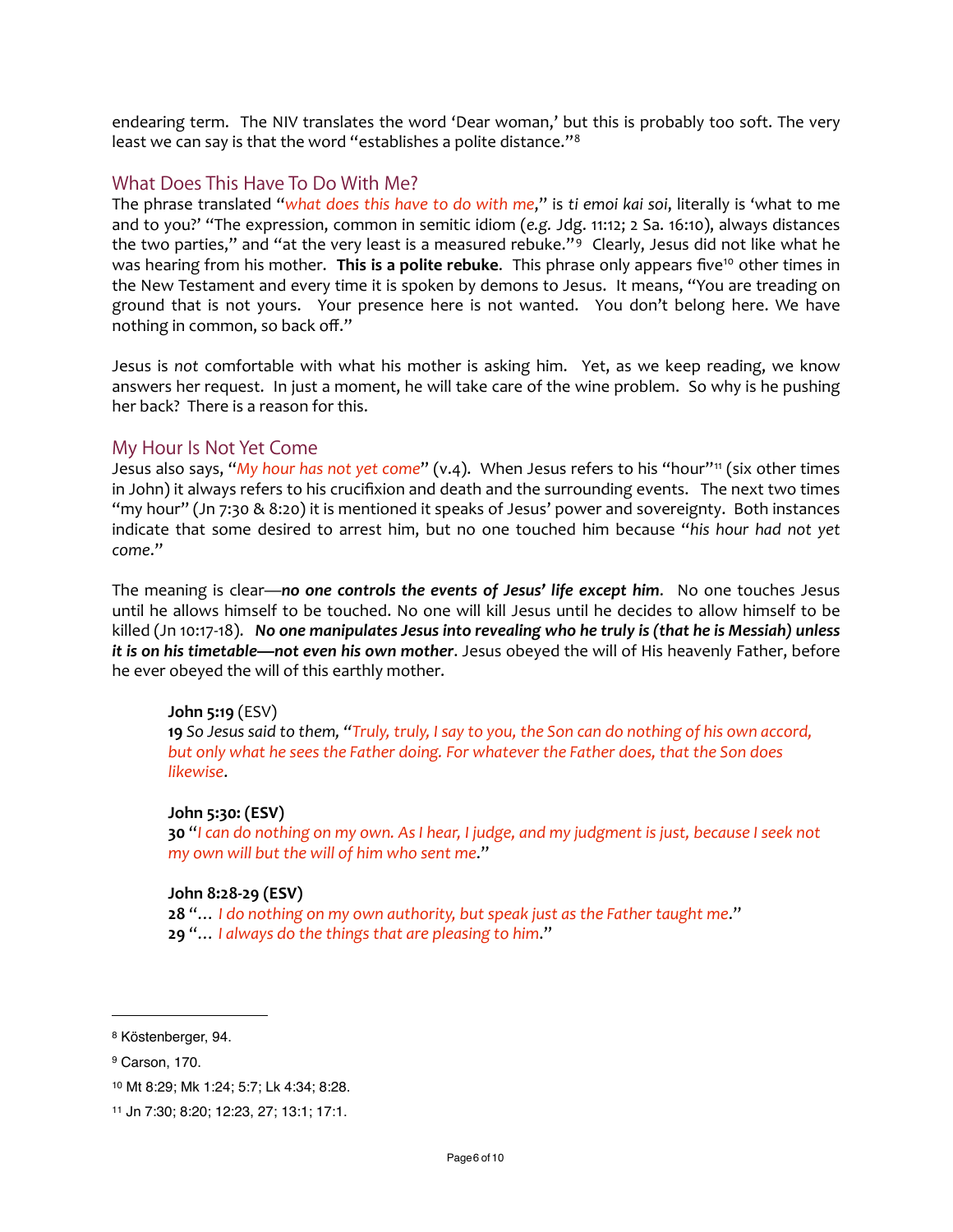endearing term. The NIV translates the word 'Dear woman,' but this is probably too soft. The very least we can say is that the word "establishes a polite distance."[8]

## What Does This Have To Do With Me?

The phrase translated "*what does this have to do with me*," is *ti emoi kai soi*, literally is 'what to me and to you?' "The expression, common in semitic idiom (*e.g.* Jdg. 11:12; 2 Sa. 16:10), always distances the two parties," and "at the very least is a measured rebuke."[9] Clearly, Jesus did not like what he was hearing from his mother. **This is a polite rebuke**. This phrase only appears five[10] other times in the New Testament and every time it is spoken by demons to Jesus. It means, "You are treading on ground that is not yours. Your presence here is not wanted. You don't belong here. We have nothing in common, so back off."

Jesus is *not* comfortable with what his mother is asking him. Yet, as we keep reading, we know answers her request. In just a moment, he will take care of the wine problem. So why is he pushing her back? There is a reason for this.

## My Hour Is Not Yet Come

Jesus also says, "*My hour has not yet come*" (v.4). When Jesus refers to his "hour"[11] (six other times in John) it always refers to his crucifixion and death and the surrounding events. The next two times "my hour" (Jn 7:30 & 8:20) it is mentioned it speaks of Jesus' power and sovereignty. Both instances indicate that some desired to arrest him, but no one touched him because "*his hour had not yet come*."

The meaning is clear—***no one controls the events of Jesus' life except him***. No one touches Jesus until he allows himself to be touched. No one will kill Jesus until he decides to allow himself to be killed (Jn 10:17-18). ***No one manipulates Jesus into revealing who he truly is (that he is Messiah) unless it is on his timetable—not even his own mother***. Jesus obeyed the will of His heavenly Father, before he ever obeyed the will of this earthly mother.

> **John 5:19** (ESV)
> **19** *So Jesus said to them, "Truly, truly, I say to you, the Son can do nothing of his own accord, but only what he sees the Father doing. For whatever the Father does, that the Son does likewise.*
>
> **John 5:30: (ESV)**
> **30** "*I can do nothing on my own. As I hear, I judge, and my judgment is just, because I seek not my own will but the will of him who sent me.*"
>
> **John 8:28-29 (ESV)**
> **28** "… *I do nothing on my own authority, but speak just as the Father taught me.*"
> **29** "… *I always do the things that are pleasing to him.*"

---

[8] Köstenberger, 94.

[9] Carson, 170.

[10] Mt 8:29; Mk 1:24; 5:7; Lk 4:34; 8:28.

[11] Jn 7:30; 8:20; 12:23, 27; 13:1; 17:1.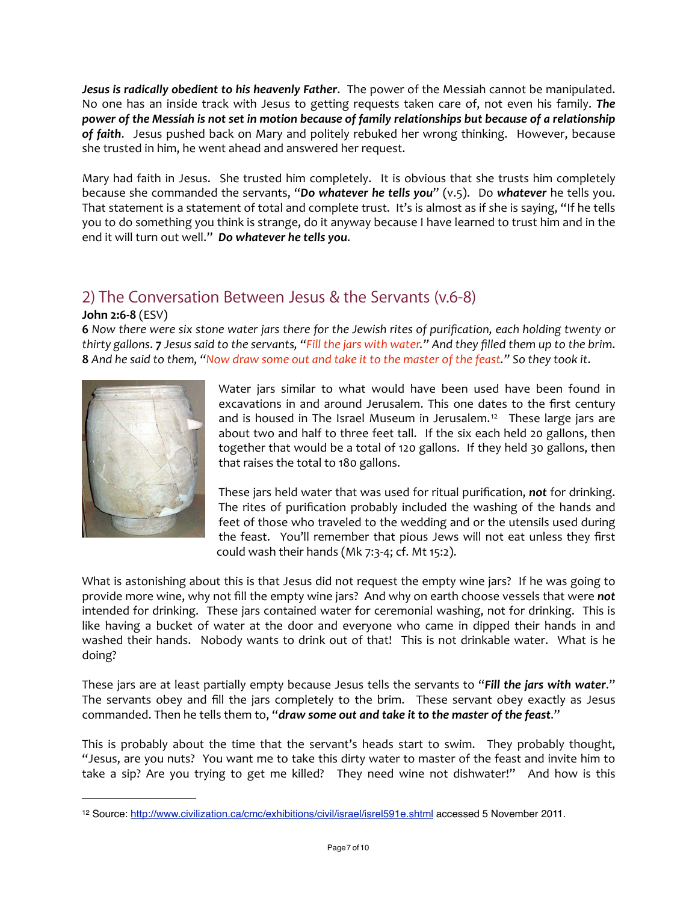***Jesus is radically obedient to his heavenly Father***. The power of the Messiah cannot be manipulated. No one has an inside track with Jesus to getting requests taken care of, not even his family. ***The power of the Messiah is not set in motion because of family relationships but because of a relationship of faith***. Jesus pushed back on Mary and politely rebuked her wrong thinking. However, because she trusted in him, he went ahead and answered her request.

Mary had faith in Jesus. She trusted him completely. It is obvious that she trusts him completely because she commanded the servants, "***Do whatever he tells you***" (v.5). Do ***whatever*** he tells you. That statement is a statement of total and complete trust. It's is almost as if she is saying, "If he tells you to do something you think is strange, do it anyway because I have learned to trust him and in the end it will turn out well." ***Do whatever he tells you***.

## 2) The Conversation Between Jesus & the Servants (v.6-8)

**John 2:6-8** (ESV)
**6** *Now there were six stone water jars there for the Jewish rites of purification, each holding twenty or thirty gallons*. **7** *Jesus said to the servants, "Fill the jars with water." And they filled them up to the brim*. **8** *And he said to them, "Now draw some out and take it to the master of the feast." So they took it*.

Water jars similar to what would have been used have been found in excavations in and around Jerusalem. This one dates to the first century and is housed in The Israel Museum in Jerusalem.[12] These large jars are about two and half to three feet tall. If the six each held 20 gallons, then together that would be a total of 120 gallons. If they held 30 gallons, then that raises the total to 180 gallons.

These jars held water that was used for ritual purification, ***not*** for drinking. The rites of purification probably included the washing of the hands and feet of those who traveled to the wedding and or the utensils used during the feast. You'll remember that pious Jews will not eat unless they first could wash their hands (Mk 7:3-4; cf. Mt 15:2).

What is astonishing about this is that Jesus did not request the empty wine jars? If he was going to provide more wine, why not fill the empty wine jars? And why on earth choose vessels that were ***not*** intended for drinking. These jars contained water for ceremonial washing, not for drinking. This is like having a bucket of water at the door and everyone who came in dipped their hands in and washed their hands. Nobody wants to drink out of that! This is not drinkable water. What is he doing?

These jars are at least partially empty because Jesus tells the servants to "***Fill the jars with water***." The servants obey and fill the jars completely to the brim. These servant obey exactly as Jesus commanded. Then he tells them to, "***draw some out and take it to the master of the feast***."

This is probably about the time that the servant's heads start to swim. They probably thought, "Jesus, are you nuts? You want me to take this dirty water to master of the feast and invite him to take a sip? Are you trying to get me killed? They need wine not dishwater!" And how is this

---

[12] Source: http://www.civilization.ca/cmc/exhibitions/civil/israel/isrel591e.shtml accessed 5 November 2011.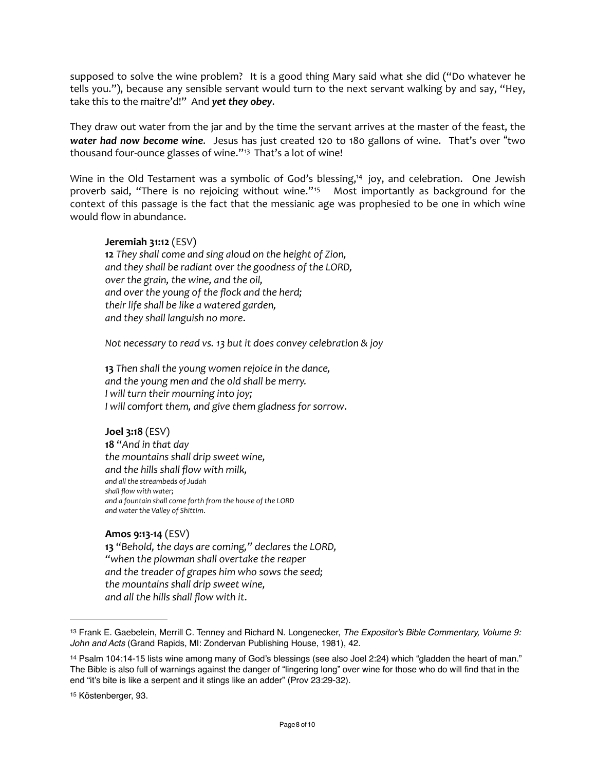supposed to solve the wine problem? It is a good thing Mary said what she did ("Do whatever he tells you."), because any sensible servant would turn to the next servant walking by and say, "Hey, take this to the maitre'd!" And ***yet they obey***.

They draw out water from the jar and by the time the servant arrives at the master of the feast, the ***water had now become wine***. Jesus has just created 120 to 180 gallons of wine. That's over "two thousand four-ounce glasses of wine."[13] That's a lot of wine!

Wine in the Old Testament was a symbolic of God's blessing,[14] joy, and celebration. One Jewish proverb said, "There is no rejoicing without wine."[15] Most importantly as background for the context of this passage is the fact that the messianic age was prophesied to be one in which wine would flow in abundance.

> **Jeremiah 31:12** (ESV)
> **12** *They shall come and sing aloud on the height of Zion,*
> *and they shall be radiant over the goodness of the LORD,*
> *over the grain, the wine, and the oil,*
> *and over the young of the flock and the herd;*
> *their life shall be like a watered garden,*
> *and they shall languish no more.*
>
> *Not necessary to read vs. 13 but it does convey celebration & joy*
>
> **13** *Then shall the young women rejoice in the dance,*
> *and the young men and the old shall be merry.*
> *I will turn their mourning into joy;*
> *I will comfort them, and give them gladness for sorrow.*
>
> **Joel 3:18** (ESV)
> **18** *"And in that day*
> *the mountains shall drip sweet wine,*
> *and the hills shall flow with milk,*
> *and all the streambeds of Judah*
> *shall flow with water;*
> *and a fountain shall come forth from the house of the LORD*
> *and water the Valley of Shittim.*
>
> **Amos 9:13-14** (ESV)
> **13** *"Behold, the days are coming," declares the LORD,*
> *"when the plowman shall overtake the reaper*
> *and the treader of grapes him who sows the seed;*
> *the mountains shall drip sweet wine,*
> *and all the hills shall flow with it.*

---

[13] Frank E. Gaebelein, Merrill C. Tenney and Richard N. Longenecker, *The Expositor's Bible Commentary, Volume 9: John and Acts* (Grand Rapids, MI: Zondervan Publishing House, 1981), 42.

[14] Psalm 104:14-15 lists wine among many of God's blessings (see also Joel 2:24) which "gladden the heart of man." The Bible is also full of warnings against the danger of "lingering long" over wine for those who do will find that in the end "it's bite is like a serpent and it stings like an adder" (Prov 23:29-32).

[15] Köstenberger, 93.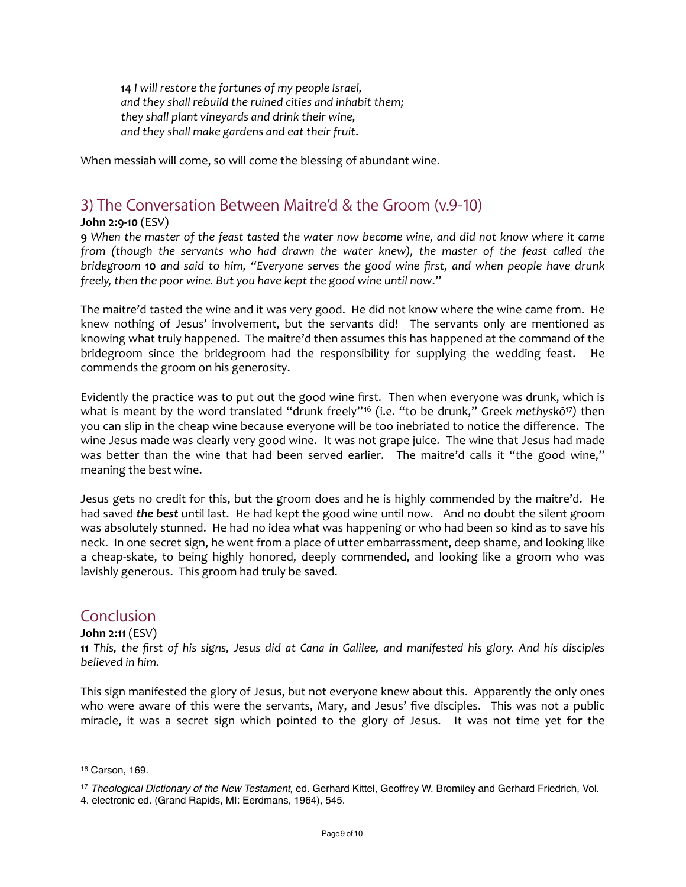**14** *I will restore the fortunes of my people Israel,*
*and they shall rebuild the ruined cities and inhabit them;*
*they shall plant vineyards and drink their wine,*
*and they shall make gardens and eat their fruit*.

When messiah will come, so will come the blessing of abundant wine.

## 3) The Conversation Between Maitre'd & the Groom (v.9-10)

**John 2:9-10** (ESV)
**9** *When the master of the feast tasted the water now become wine, and did not know where it came from (though the servants who had drawn the water knew), the master of the feast called the bridegroom* **10** *and said to him, "Everyone serves the good wine first, and when people have drunk freely, then the poor wine. But you have kept the good wine until now*."

The maitre'd tasted the wine and it was very good. He did not know where the wine came from. He knew nothing of Jesus' involvement, but the servants did! The servants only are mentioned as knowing what truly happened. The maitre'd then assumes this has happened at the command of the bridegroom since the bridegroom had the responsibility for supplying the wedding feast. He commends the groom on his generosity.

Evidently the practice was to put out the good wine first. Then when everyone was drunk, which is what is meant by the word translated "drunk freely"[16] (i.e. "to be drunk," Greek *methyskō*[17]) then you can slip in the cheap wine because everyone will be too inebriated to notice the difference. The wine Jesus made was clearly very good wine. It was not grape juice. The wine that Jesus had made was better than the wine that had been served earlier. The maitre'd calls it "the good wine," meaning the best wine.

Jesus gets no credit for this, but the groom does and he is highly commended by the maitre'd. He had saved ***the best*** until last. He had kept the good wine until now. And no doubt the silent groom was absolutely stunned. He had no idea what was happening or who had been so kind as to save his neck. In one secret sign, he went from a place of utter embarrassment, deep shame, and looking like a cheap-skate, to being highly honored, deeply commended, and looking like a groom who was lavishly generous. This groom had truly be saved.

## Conclusion

**John 2:11** (ESV)
**11** *This, the first of his signs, Jesus did at Cana in Galilee, and manifested his glory. And his disciples believed in him*.

This sign manifested the glory of Jesus, but not everyone knew about this. Apparently the only ones who were aware of this were the servants, Mary, and Jesus' five disciples. This was not a public miracle, it was a secret sign which pointed to the glory of Jesus. It was not time yet for the

---

[16] Carson, 169.

[17] *Theological Dictionary of the New Testament*, ed. Gerhard Kittel, Geoffrey W. Bromiley and Gerhard Friedrich, Vol. 4. electronic ed. (Grand Rapids, MI: Eerdmans, 1964), 545.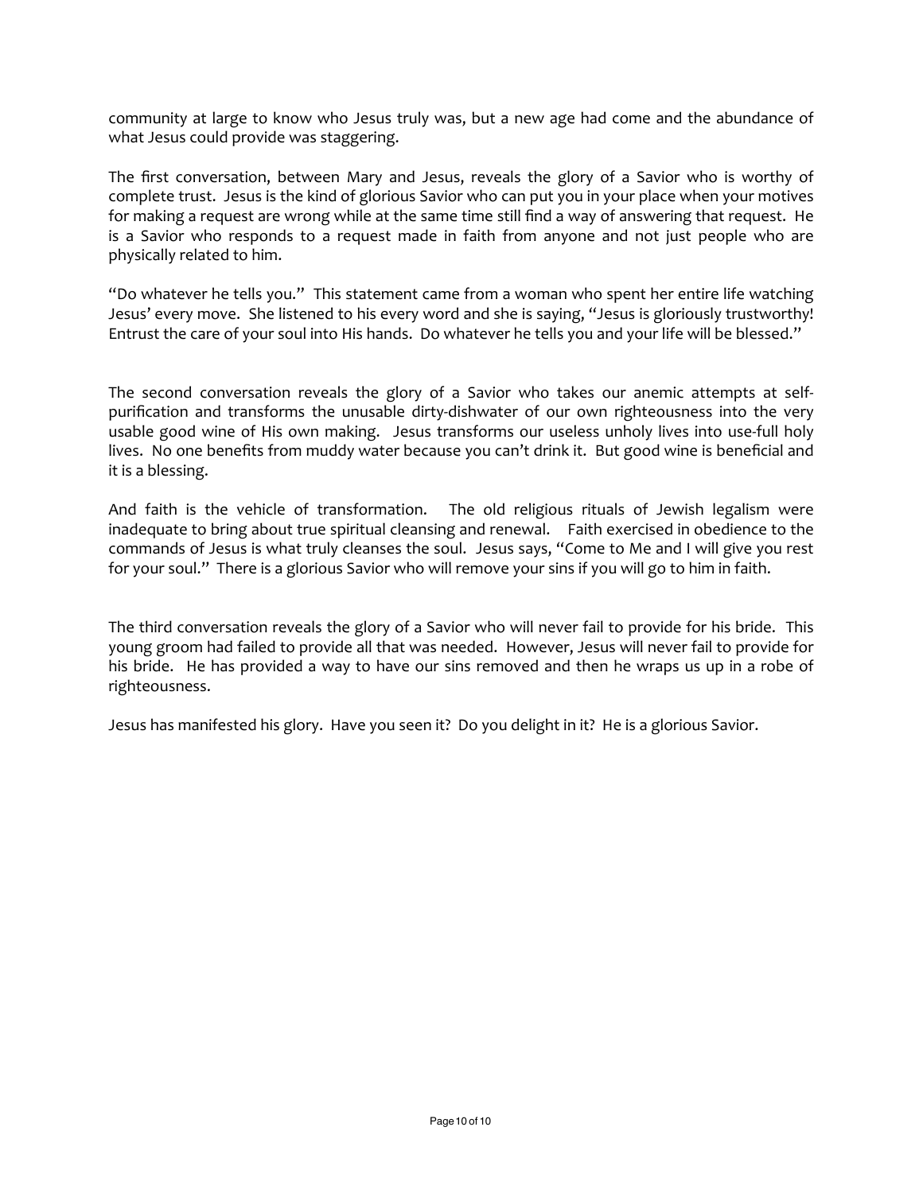community at large to know who Jesus truly was, but a new age had come and the abundance of what Jesus could provide was staggering.

The first conversation, between Mary and Jesus, reveals the glory of a Savior who is worthy of complete trust. Jesus is the kind of glorious Savior who can put you in your place when your motives for making a request are wrong while at the same time still find a way of answering that request. He is a Savior who responds to a request made in faith from anyone and not just people who are physically related to him.

"Do whatever he tells you." This statement came from a woman who spent her entire life watching Jesus' every move. She listened to his every word and she is saying, "Jesus is gloriously trustworthy! Entrust the care of your soul into His hands. Do whatever he tells you and your life will be blessed."

The second conversation reveals the glory of a Savior who takes our anemic attempts at self-purification and transforms the unusable dirty-dishwater of our own righteousness into the very usable good wine of His own making. Jesus transforms our useless unholy lives into use-full holy lives. No one benefits from muddy water because you can't drink it. But good wine is beneficial and it is a blessing.

And faith is the vehicle of transformation. The old religious rituals of Jewish legalism were inadequate to bring about true spiritual cleansing and renewal. Faith exercised in obedience to the commands of Jesus is what truly cleanses the soul. Jesus says, "Come to Me and I will give you rest for your soul." There is a glorious Savior who will remove your sins if you will go to him in faith.

The third conversation reveals the glory of a Savior who will never fail to provide for his bride. This young groom had failed to provide all that was needed. However, Jesus will never fail to provide for his bride. He has provided a way to have our sins removed and then he wraps us up in a robe of righteousness.

Jesus has manifested his glory. Have you seen it? Do you delight in it? He is a glorious Savior.